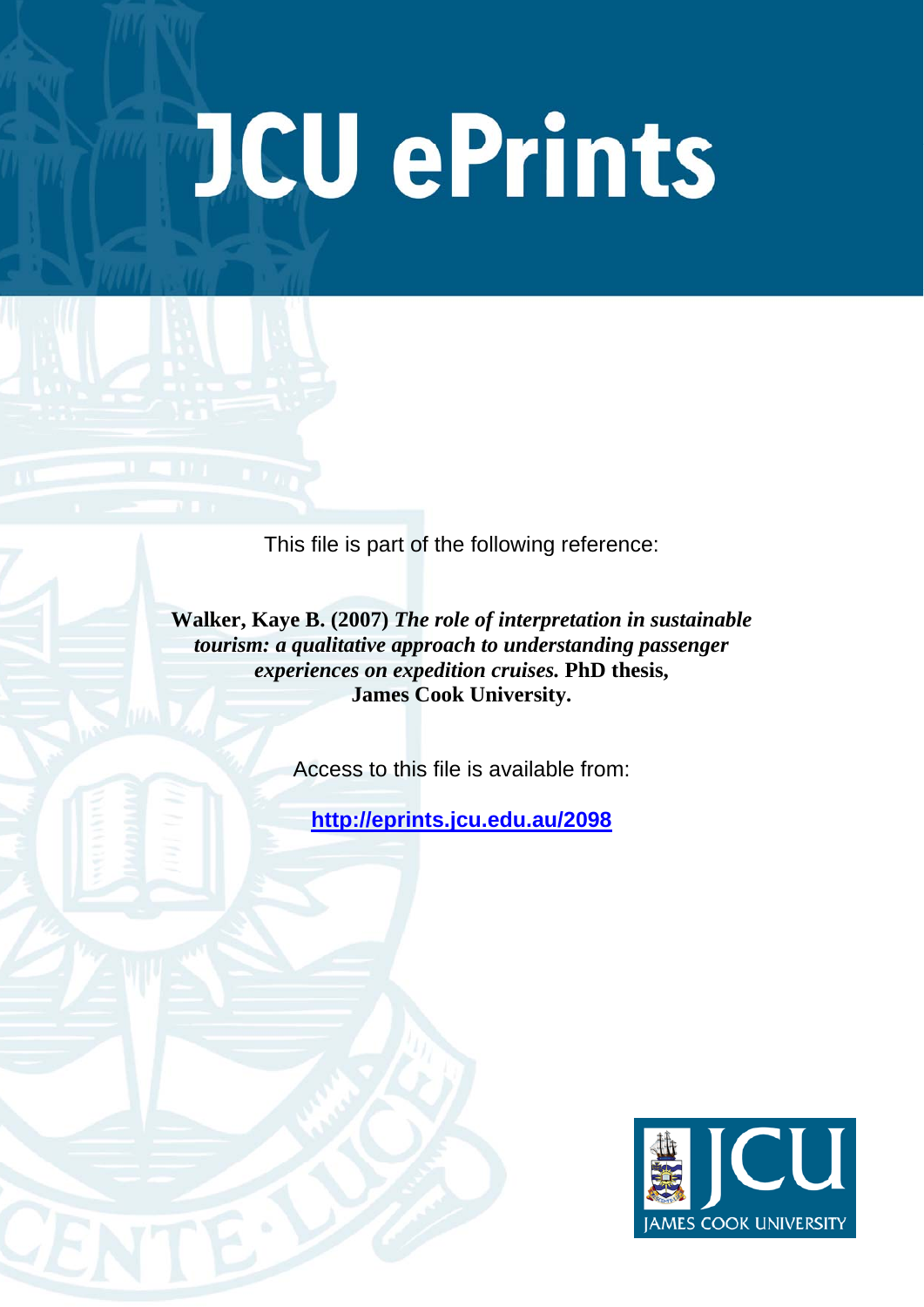# JCU ePrints

This file is part of the following reference:

**Walker, Kaye B. (2007)** ***The role of interpretation in sustainable tourism: a qualitative approach to understanding passenger experiences on expedition cruises.*** **PhD thesis, James Cook University.**

Access to this file is available from:

**http://eprints.jcu.edu.au/2098**

JCU JAMES COOK UNIVERSITY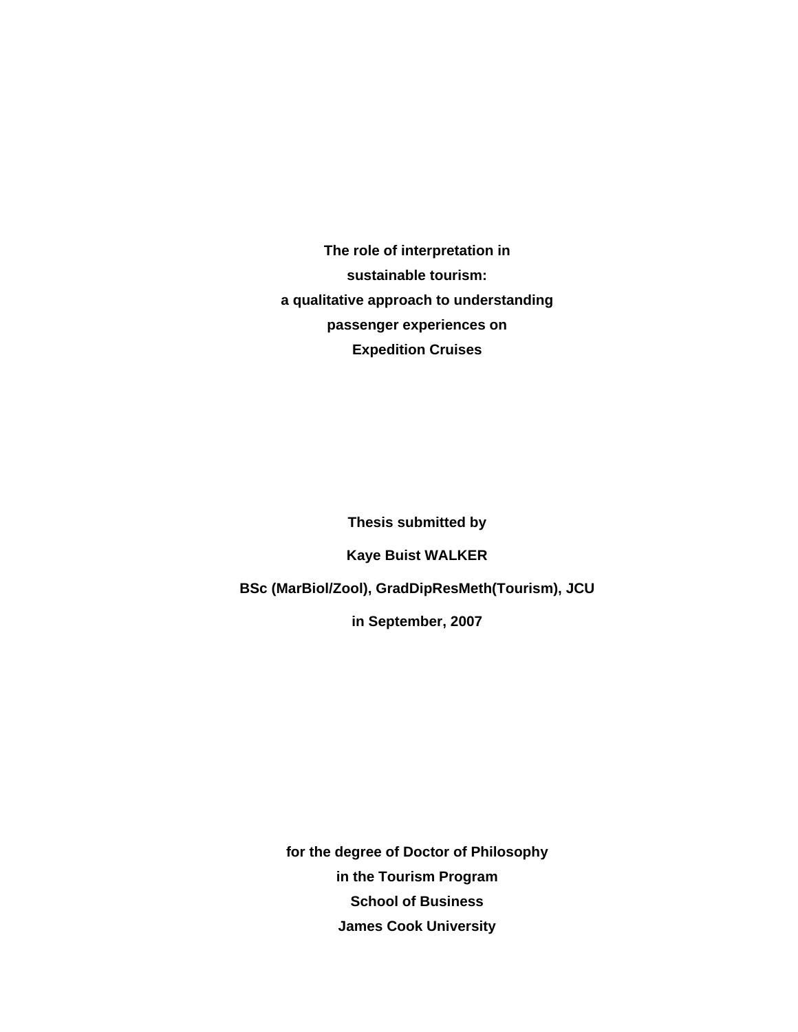# The role of interpretation in sustainable tourism: a qualitative approach to understanding passenger experiences on Expedition Cruises

**Thesis submitted by**

**Kaye Buist WALKER**

**BSc (MarBiol/Zool), GradDipResMeth(Tourism), JCU**

**in September, 2007**

**for the degree of Doctor of Philosophy**
**in the Tourism Program**
**School of Business**
**James Cook University**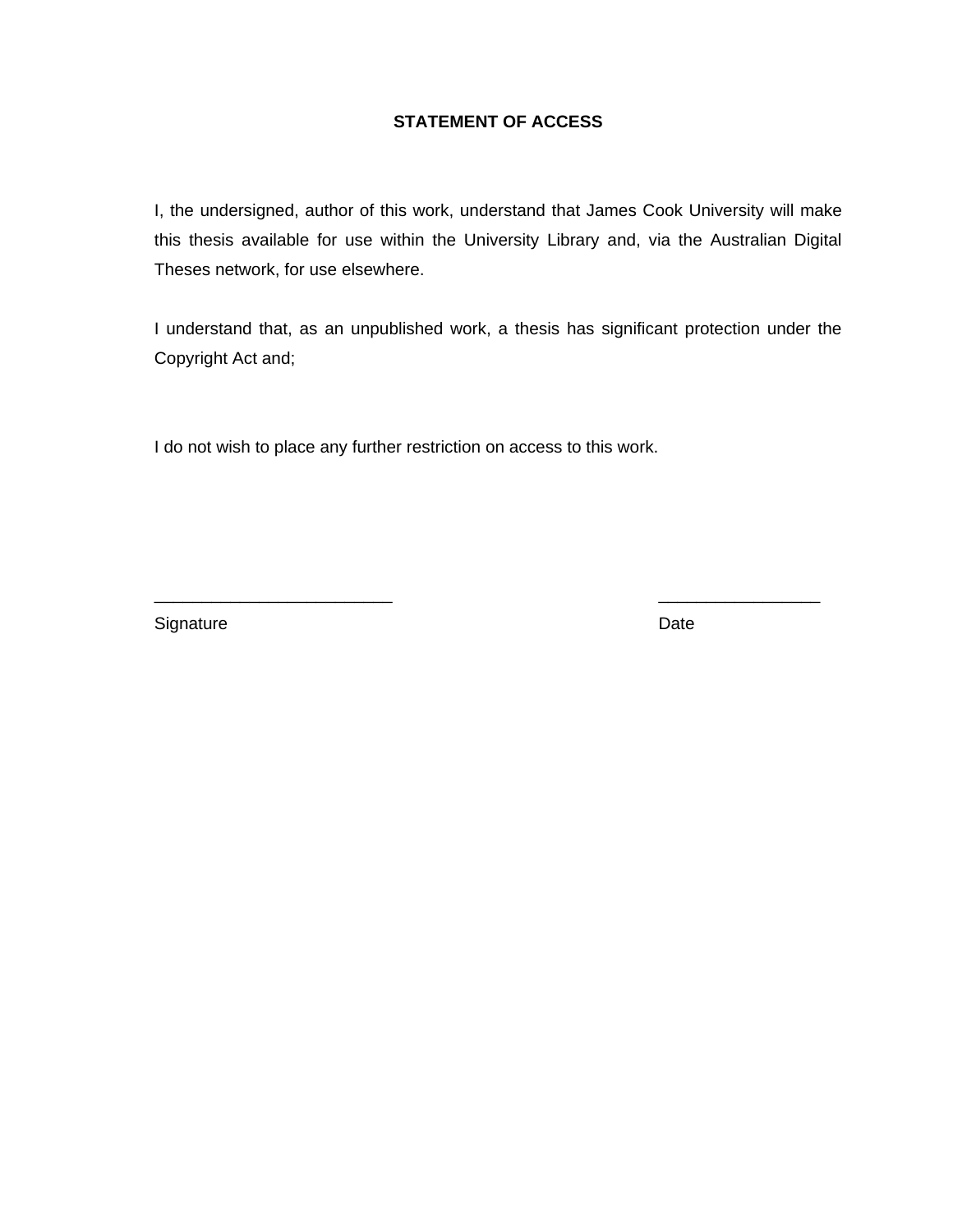**STATEMENT OF ACCESS**

I, the undersigned, author of this work, understand that James Cook University will make this thesis available for use within the University Library and, via the Australian Digital Theses network, for use elsewhere.

I understand that, as an unpublished work, a thesis has significant protection under the Copyright Act and;

I do not wish to place any further restriction on access to this work.

\_\_\_\_\_\_\_\_\_\_\_\_\_\_\_\_\_\_\_\_\_\_\_\_\_\_ \_\_\_\_\_\_\_\_\_\_\_\_\_\_\_\_\_\_

Signature Date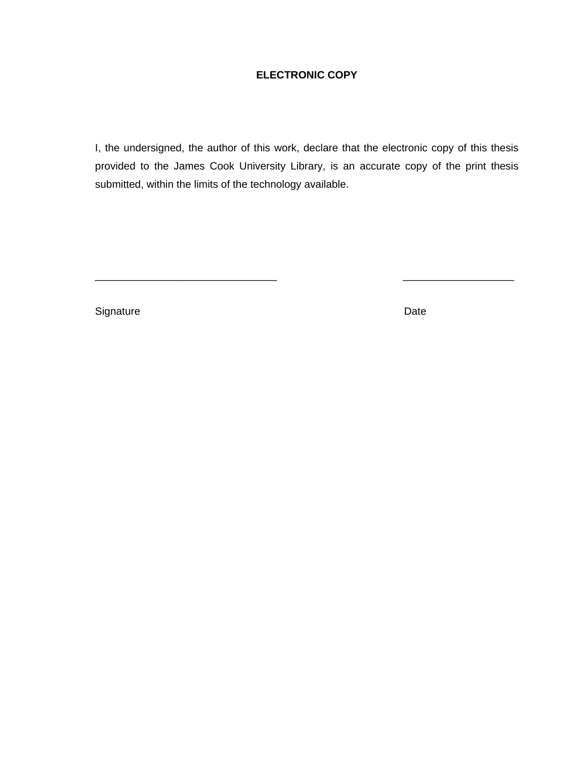**ELECTRONIC COPY**

I, the undersigned, the author of this work, declare that the electronic copy of this thesis provided to the James Cook University Library, is an accurate copy of the print thesis submitted, within the limits of the technology available.

_______________________________ ___________________

Signature Date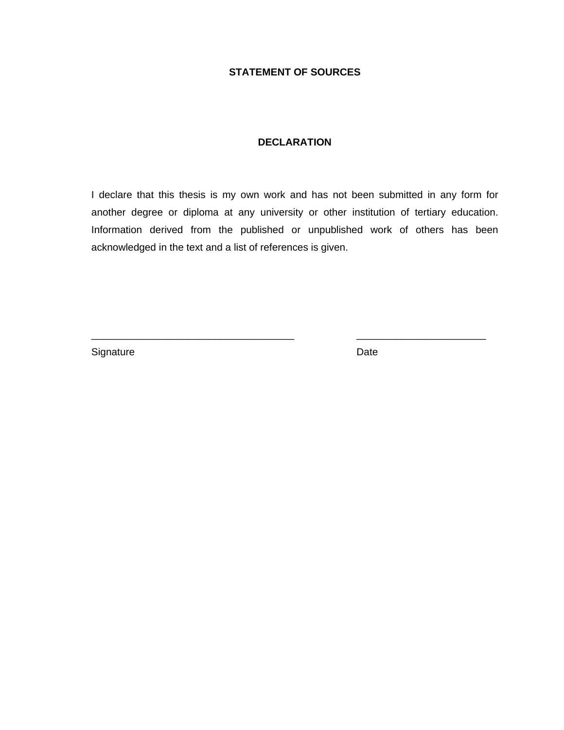## STATEMENT OF SOURCES

## DECLARATION

I declare that this thesis is my own work and has not been submitted in any form for another degree or diploma at any university or other institution of tertiary education. Information derived from the published or unpublished work of others has been acknowledged in the text and a list of references is given.

_____________________________________ _______________________

Signature Date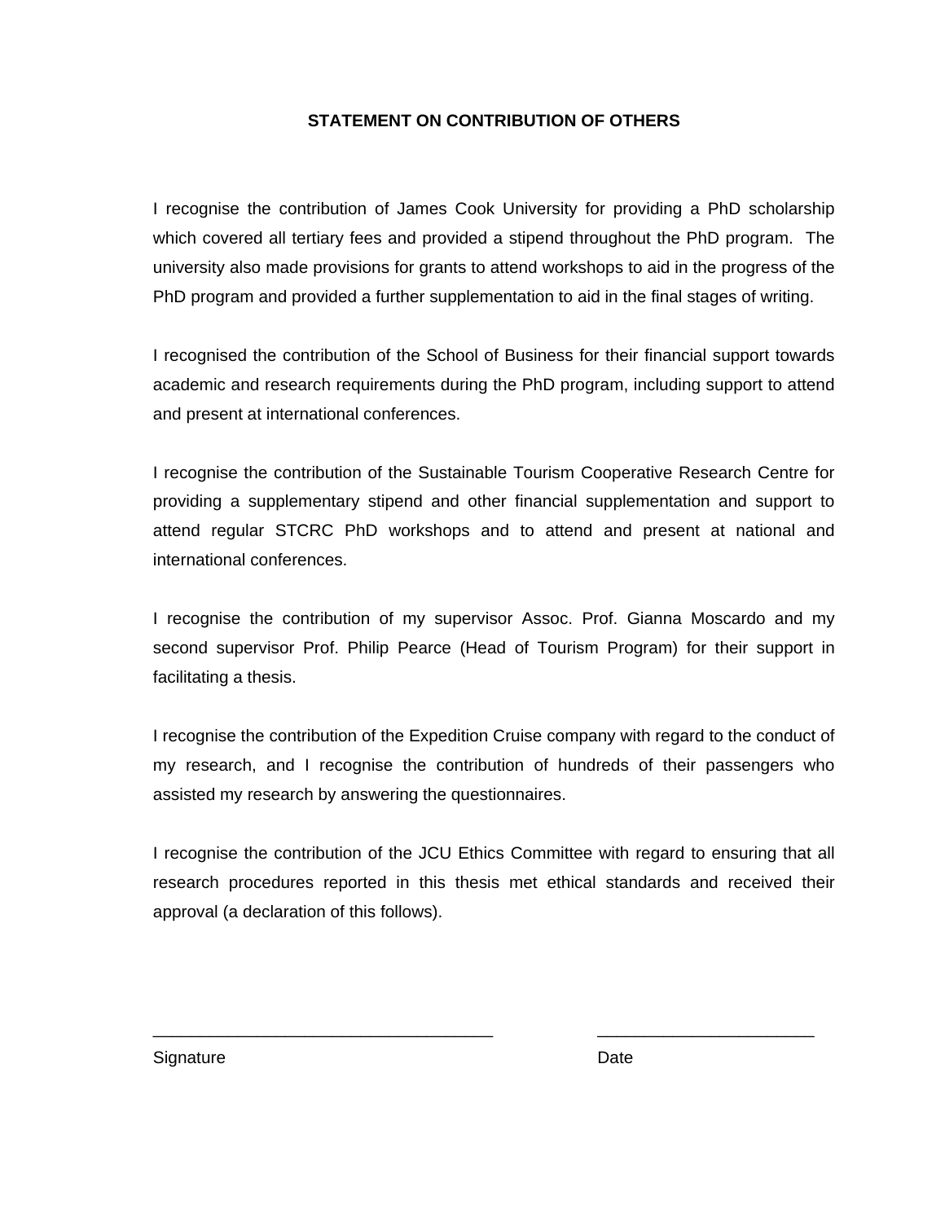## STATEMENT ON CONTRIBUTION OF OTHERS

I recognise the contribution of James Cook University for providing a PhD scholarship which covered all tertiary fees and provided a stipend throughout the PhD program. The university also made provisions for grants to attend workshops to aid in the progress of the PhD program and provided a further supplementation to aid in the final stages of writing.

I recognised the contribution of the School of Business for their financial support towards academic and research requirements during the PhD program, including support to attend and present at international conferences.

I recognise the contribution of the Sustainable Tourism Cooperative Research Centre for providing a supplementary stipend and other financial supplementation and support to attend regular STCRC PhD workshops and to attend and present at national and international conferences.

I recognise the contribution of my supervisor Assoc. Prof. Gianna Moscardo and my second supervisor Prof. Philip Pearce (Head of Tourism Program) for their support in facilitating a thesis.

I recognise the contribution of the Expedition Cruise company with regard to the conduct of my research, and I recognise the contribution of hundreds of their passengers who assisted my research by answering the questionnaires.

I recognise the contribution of the JCU Ethics Committee with regard to ensuring that all research procedures reported in this thesis met ethical standards and received their approval (a declaration of this follows).

___________________________________ ______________________

Signature Date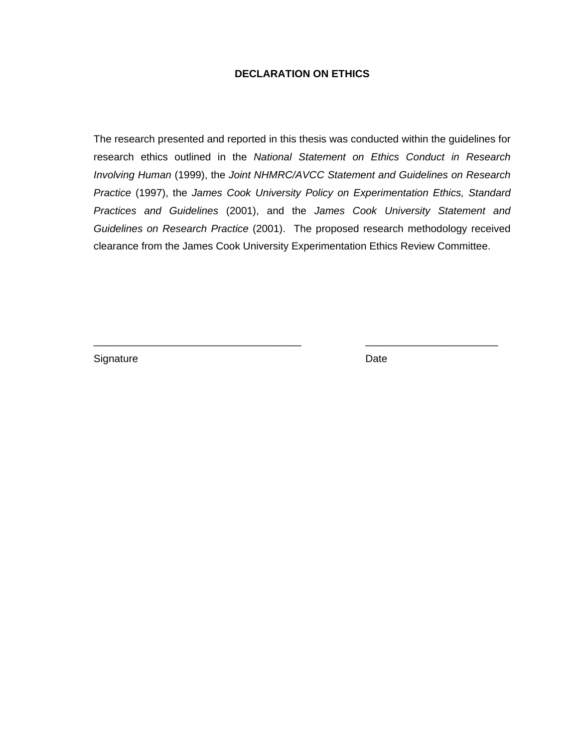# DECLARATION ON ETHICS

The research presented and reported in this thesis was conducted within the guidelines for research ethics outlined in the *National Statement on Ethics Conduct in Research Involving Human* (1999), the *Joint NHMRC/AVCC Statement and Guidelines on Research Practice* (1997), the *James Cook University Policy on Experimentation Ethics, Standard Practices and Guidelines* (2001), and the *James Cook University Statement and Guidelines on Research Practice* (2001). The proposed research methodology received clearance from the James Cook University Experimentation Ethics Review Committee.

____________________________________ ________________________

Signature Date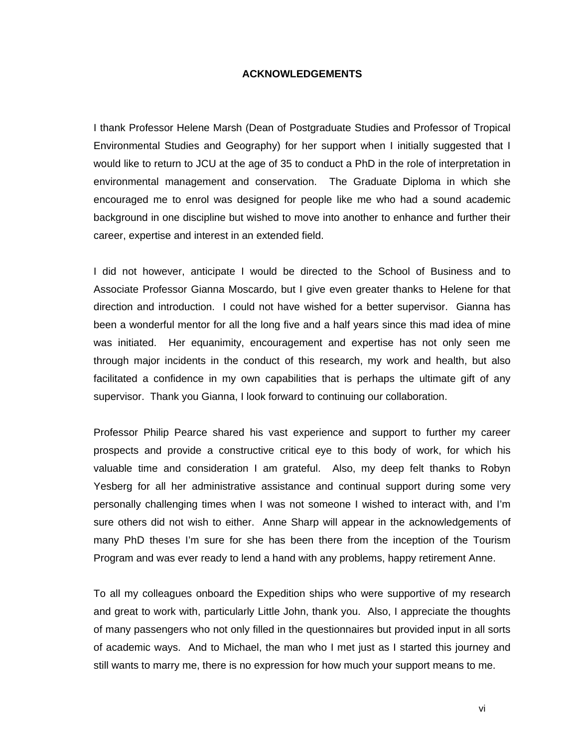# ACKNOWLEDGEMENTS

I thank Professor Helene Marsh (Dean of Postgraduate Studies and Professor of Tropical Environmental Studies and Geography) for her support when I initially suggested that I would like to return to JCU at the age of 35 to conduct a PhD in the role of interpretation in environmental management and conservation. The Graduate Diploma in which she encouraged me to enrol was designed for people like me who had a sound academic background in one discipline but wished to move into another to enhance and further their career, expertise and interest in an extended field.

I did not however, anticipate I would be directed to the School of Business and to Associate Professor Gianna Moscardo, but I give even greater thanks to Helene for that direction and introduction. I could not have wished for a better supervisor. Gianna has been a wonderful mentor for all the long five and a half years since this mad idea of mine was initiated. Her equanimity, encouragement and expertise has not only seen me through major incidents in the conduct of this research, my work and health, but also facilitated a confidence in my own capabilities that is perhaps the ultimate gift of any supervisor. Thank you Gianna, I look forward to continuing our collaboration.

Professor Philip Pearce shared his vast experience and support to further my career prospects and provide a constructive critical eye to this body of work, for which his valuable time and consideration I am grateful. Also, my deep felt thanks to Robyn Yesberg for all her administrative assistance and continual support during some very personally challenging times when I was not someone I wished to interact with, and I'm sure others did not wish to either. Anne Sharp will appear in the acknowledgements of many PhD theses I'm sure for she has been there from the inception of the Tourism Program and was ever ready to lend a hand with any problems, happy retirement Anne.

To all my colleagues onboard the Expedition ships who were supportive of my research and great to work with, particularly Little John, thank you. Also, I appreciate the thoughts of many passengers who not only filled in the questionnaires but provided input in all sorts of academic ways. And to Michael, the man who I met just as I started this journey and still wants to marry me, there is no expression for how much your support means to me.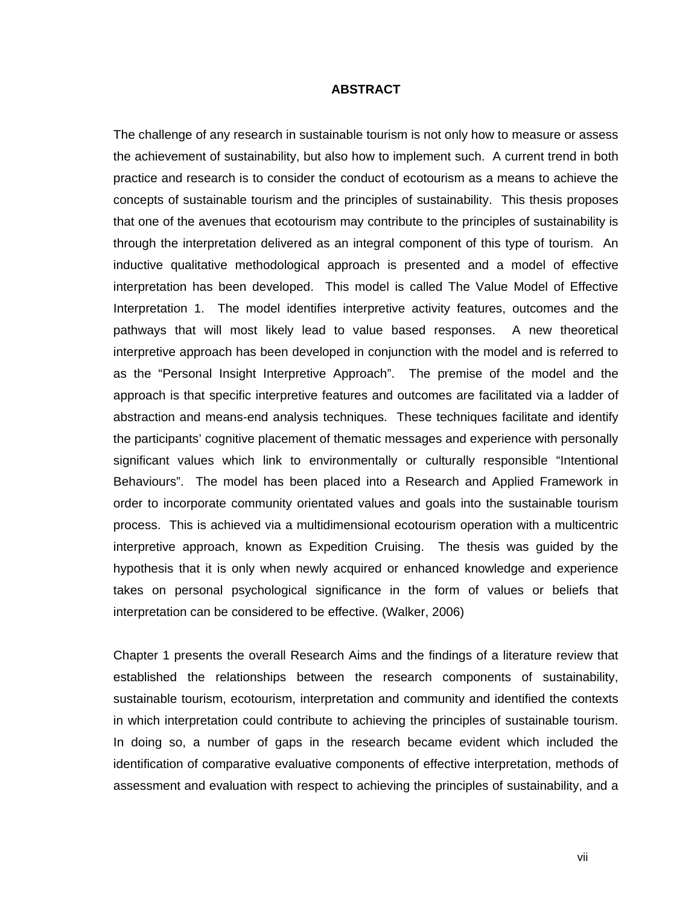# ABSTRACT

The challenge of any research in sustainable tourism is not only how to measure or assess the achievement of sustainability, but also how to implement such. A current trend in both practice and research is to consider the conduct of ecotourism as a means to achieve the concepts of sustainable tourism and the principles of sustainability. This thesis proposes that one of the avenues that ecotourism may contribute to the principles of sustainability is through the interpretation delivered as an integral component of this type of tourism. An inductive qualitative methodological approach is presented and a model of effective interpretation has been developed. This model is called The Value Model of Effective Interpretation 1. The model identifies interpretive activity features, outcomes and the pathways that will most likely lead to value based responses. A new theoretical interpretive approach has been developed in conjunction with the model and is referred to as the "Personal Insight Interpretive Approach". The premise of the model and the approach is that specific interpretive features and outcomes are facilitated via a ladder of abstraction and means-end analysis techniques. These techniques facilitate and identify the participants' cognitive placement of thematic messages and experience with personally significant values which link to environmentally or culturally responsible "Intentional Behaviours". The model has been placed into a Research and Applied Framework in order to incorporate community orientated values and goals into the sustainable tourism process. This is achieved via a multidimensional ecotourism operation with a multicentric interpretive approach, known as Expedition Cruising. The thesis was guided by the hypothesis that it is only when newly acquired or enhanced knowledge and experience takes on personal psychological significance in the form of values or beliefs that interpretation can be considered to be effective. (Walker, 2006)

Chapter 1 presents the overall Research Aims and the findings of a literature review that established the relationships between the research components of sustainability, sustainable tourism, ecotourism, interpretation and community and identified the contexts in which interpretation could contribute to achieving the principles of sustainable tourism. In doing so, a number of gaps in the research became evident which included the identification of comparative evaluative components of effective interpretation, methods of assessment and evaluation with respect to achieving the principles of sustainability, and a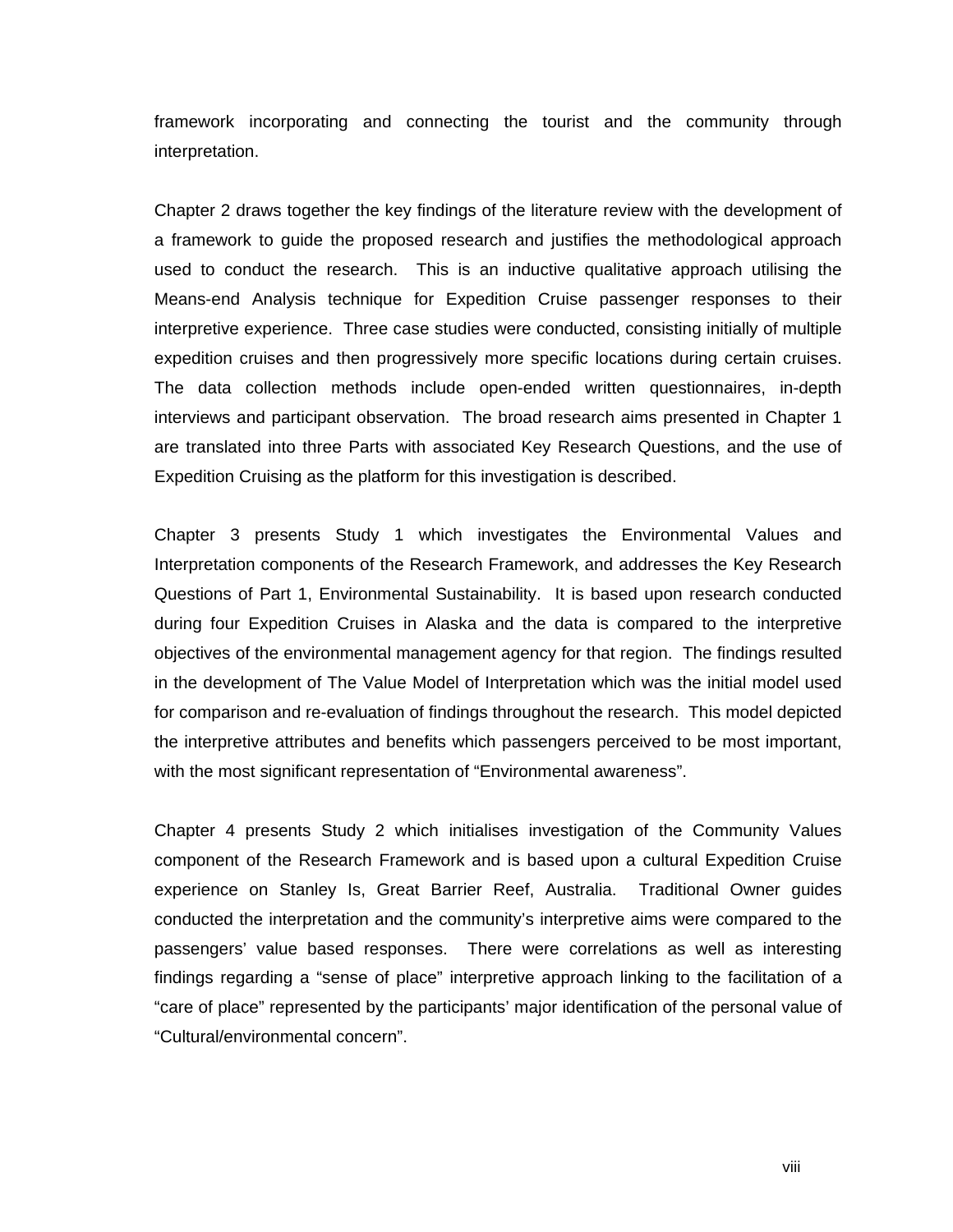framework incorporating and connecting the tourist and the community through interpretation.

Chapter 2 draws together the key findings of the literature review with the development of a framework to guide the proposed research and justifies the methodological approach used to conduct the research. This is an inductive qualitative approach utilising the Means-end Analysis technique for Expedition Cruise passenger responses to their interpretive experience. Three case studies were conducted, consisting initially of multiple expedition cruises and then progressively more specific locations during certain cruises. The data collection methods include open-ended written questionnaires, in-depth interviews and participant observation. The broad research aims presented in Chapter 1 are translated into three Parts with associated Key Research Questions, and the use of Expedition Cruising as the platform for this investigation is described.

Chapter 3 presents Study 1 which investigates the Environmental Values and Interpretation components of the Research Framework, and addresses the Key Research Questions of Part 1, Environmental Sustainability. It is based upon research conducted during four Expedition Cruises in Alaska and the data is compared to the interpretive objectives of the environmental management agency for that region. The findings resulted in the development of The Value Model of Interpretation which was the initial model used for comparison and re-evaluation of findings throughout the research. This model depicted the interpretive attributes and benefits which passengers perceived to be most important, with the most significant representation of "Environmental awareness".

Chapter 4 presents Study 2 which initialises investigation of the Community Values component of the Research Framework and is based upon a cultural Expedition Cruise experience on Stanley Is, Great Barrier Reef, Australia. Traditional Owner guides conducted the interpretation and the community's interpretive aims were compared to the passengers' value based responses. There were correlations as well as interesting findings regarding a "sense of place" interpretive approach linking to the facilitation of a "care of place" represented by the participants' major identification of the personal value of "Cultural/environmental concern".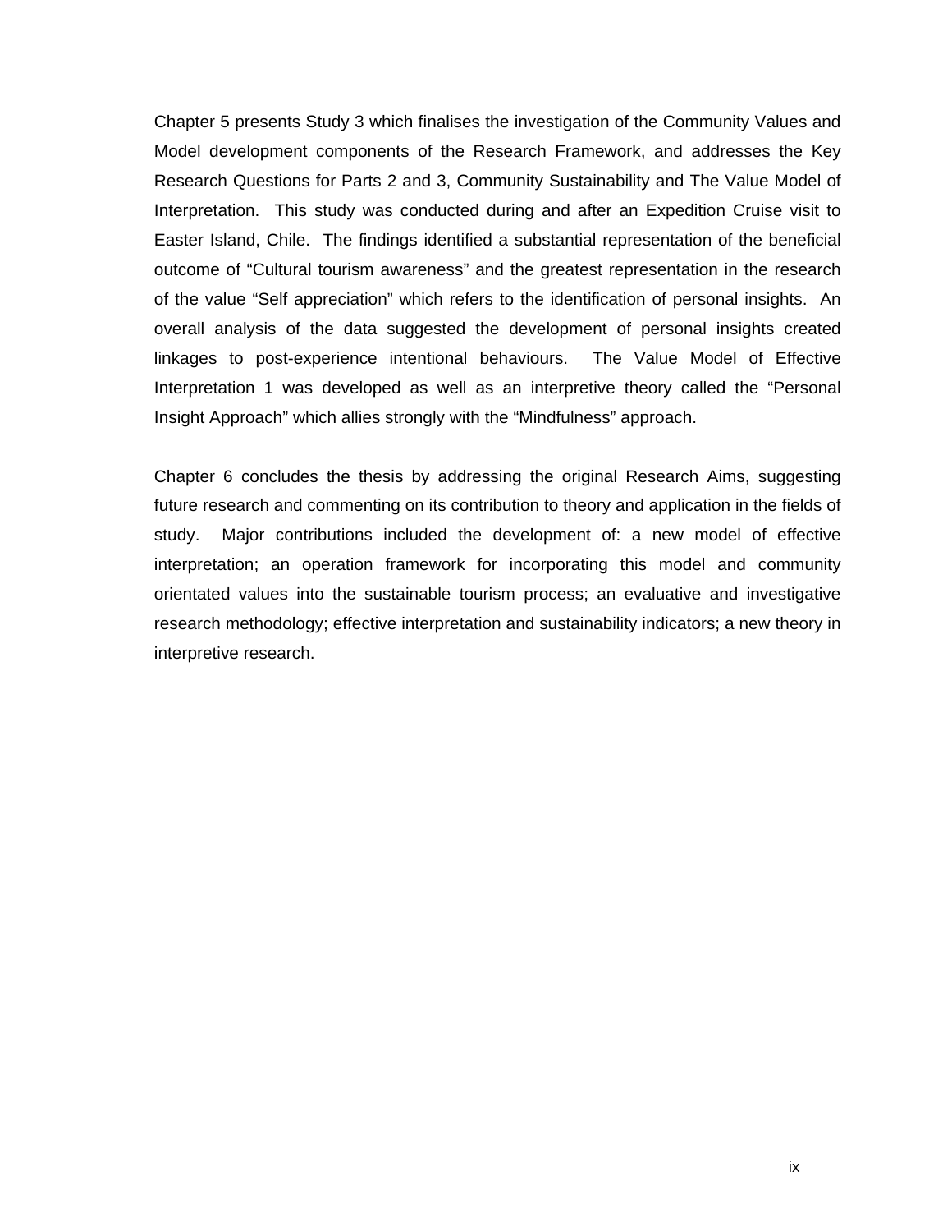Chapter 5 presents Study 3 which finalises the investigation of the Community Values and Model development components of the Research Framework, and addresses the Key Research Questions for Parts 2 and 3, Community Sustainability and The Value Model of Interpretation. This study was conducted during and after an Expedition Cruise visit to Easter Island, Chile. The findings identified a substantial representation of the beneficial outcome of “Cultural tourism awareness” and the greatest representation in the research of the value “Self appreciation” which refers to the identification of personal insights. An overall analysis of the data suggested the development of personal insights created linkages to post-experience intentional behaviours. The Value Model of Effective Interpretation 1 was developed as well as an interpretive theory called the “Personal Insight Approach” which allies strongly with the “Mindfulness” approach.

Chapter 6 concludes the thesis by addressing the original Research Aims, suggesting future research and commenting on its contribution to theory and application in the fields of study. Major contributions included the development of: a new model of effective interpretation; an operation framework for incorporating this model and community orientated values into the sustainable tourism process; an evaluative and investigative research methodology; effective interpretation and sustainability indicators; a new theory in interpretive research.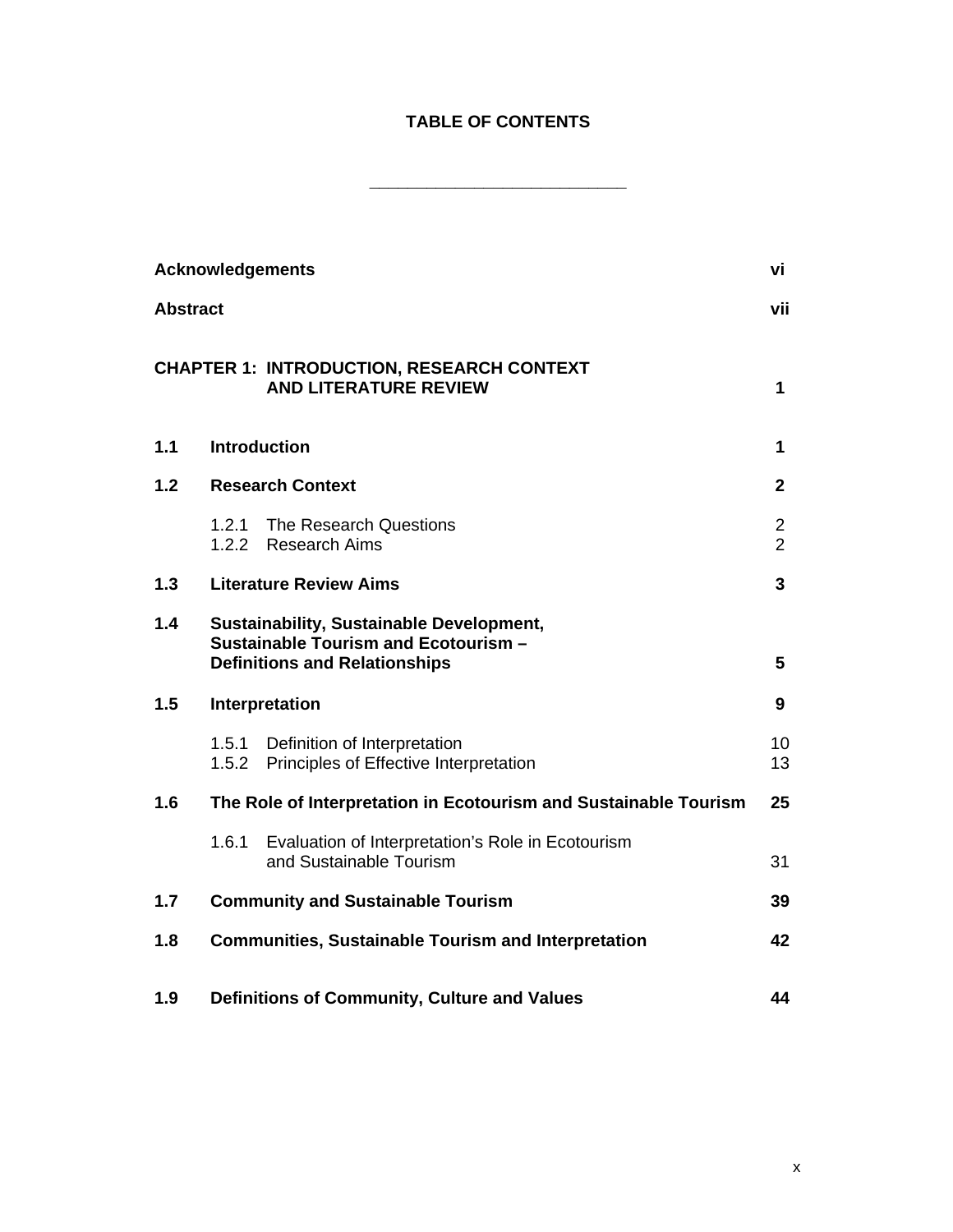# TABLE OF CONTENTS

---

| | | |
|---|---|---|
| **Acknowledgements** | | **vi** |
| **Abstract** | | **vii** |
| **CHAPTER 1: INTRODUCTION, RESEARCH CONTEXT AND LITERATURE REVIEW** | | **1** |
| **1.1** | **Introduction** | **1** |
| **1.2** | **Research Context** | **2** |
| | 1.2.1 The Research Questions | 2 |
| | 1.2.2 Research Aims | 2 |
| **1.3** | **Literature Review Aims** | **3** |
| **1.4** | **Sustainability, Sustainable Development, Sustainable Tourism and Ecotourism – Definitions and Relationships** | **5** |
| **1.5** | **Interpretation** | **9** |
| | 1.5.1 Definition of Interpretation | 10 |
| | 1.5.2 Principles of Effective Interpretation | 13 |
| **1.6** | **The Role of Interpretation in Ecotourism and Sustainable Tourism** | **25** |
| | 1.6.1 Evaluation of Interpretation's Role in Ecotourism and Sustainable Tourism | 31 |
| **1.7** | **Community and Sustainable Tourism** | **39** |
| **1.8** | **Communities, Sustainable Tourism and Interpretation** | **42** |
| **1.9** | **Definitions of Community, Culture and Values** | **44** |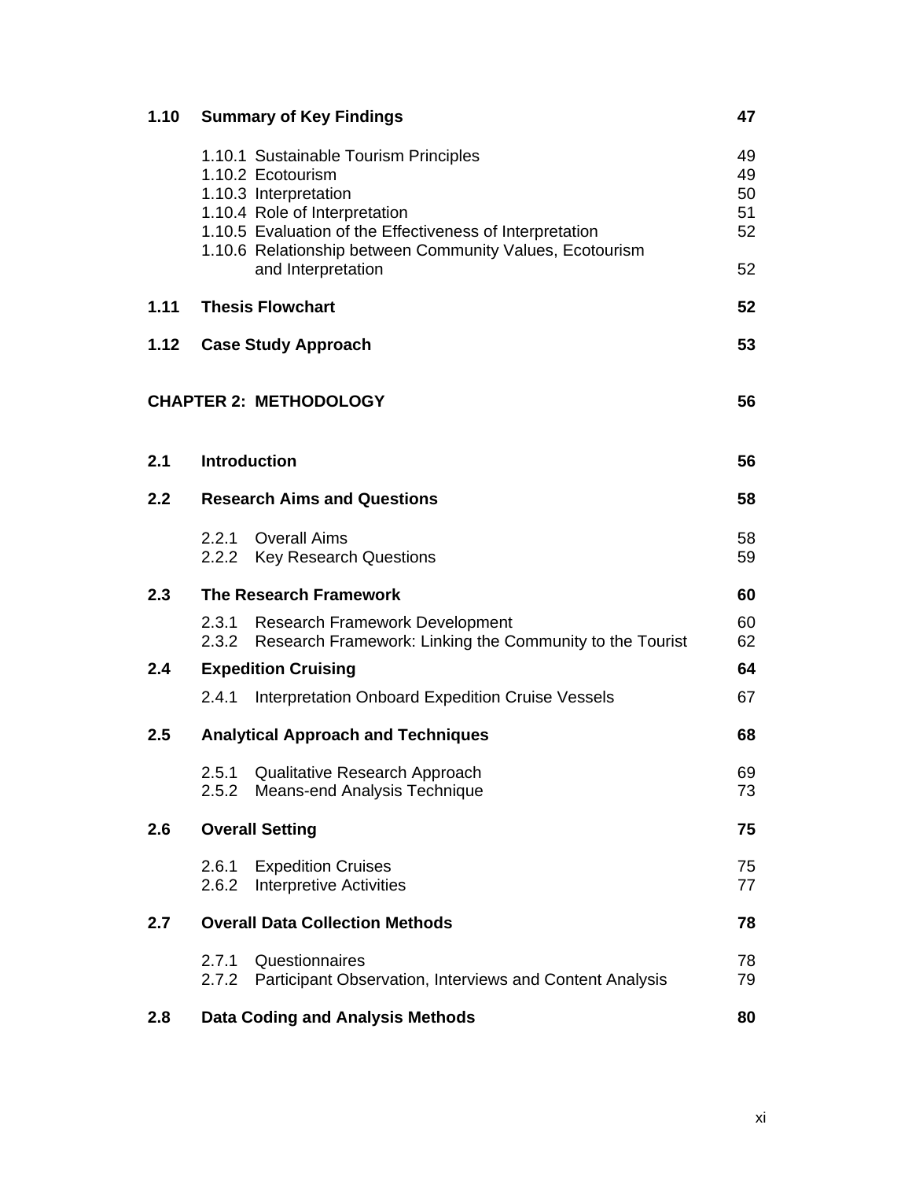| | | |
|---|---|---|
| **1.10** | **Summary of Key Findings** | **47** |
| | 1.10.1 Sustainable Tourism Principles | 49 |
| | 1.10.2 Ecotourism | 49 |
| | 1.10.3 Interpretation | 50 |
| | 1.10.4 Role of Interpretation | 51 |
| | 1.10.5 Evaluation of the Effectiveness of Interpretation | 52 |
| | 1.10.6 Relationship between Community Values, Ecotourism and Interpretation | 52 |
| **1.11** | **Thesis Flowchart** | **52** |
| **1.12** | **Case Study Approach** | **53** |

| | | |
|---|---|---|
| **CHAPTER 2: METHODOLOGY** | | **56** |
| **2.1** | **Introduction** | **56** |
| **2.2** | **Research Aims and Questions** | **58** |
| | 2.2.1 Overall Aims | 58 |
| | 2.2.2 Key Research Questions | 59 |
| **2.3** | **The Research Framework** | **60** |
| | 2.3.1 Research Framework Development | 60 |
| | 2.3.2 Research Framework: Linking the Community to the Tourist | 62 |
| **2.4** | **Expedition Cruising** | **64** |
| | 2.4.1 Interpretation Onboard Expedition Cruise Vessels | 67 |
| **2.5** | **Analytical Approach and Techniques** | **68** |
| | 2.5.1 Qualitative Research Approach | 69 |
| | 2.5.2 Means-end Analysis Technique | 73 |
| **2.6** | **Overall Setting** | **75** |
| | 2.6.1 Expedition Cruises | 75 |
| | 2.6.2 Interpretive Activities | 77 |
| **2.7** | **Overall Data Collection Methods** | **78** |
| | 2.7.1 Questionnaires | 78 |
| | 2.7.2 Participant Observation, Interviews and Content Analysis | 79 |
| **2.8** | **Data Coding and Analysis Methods** | **80** |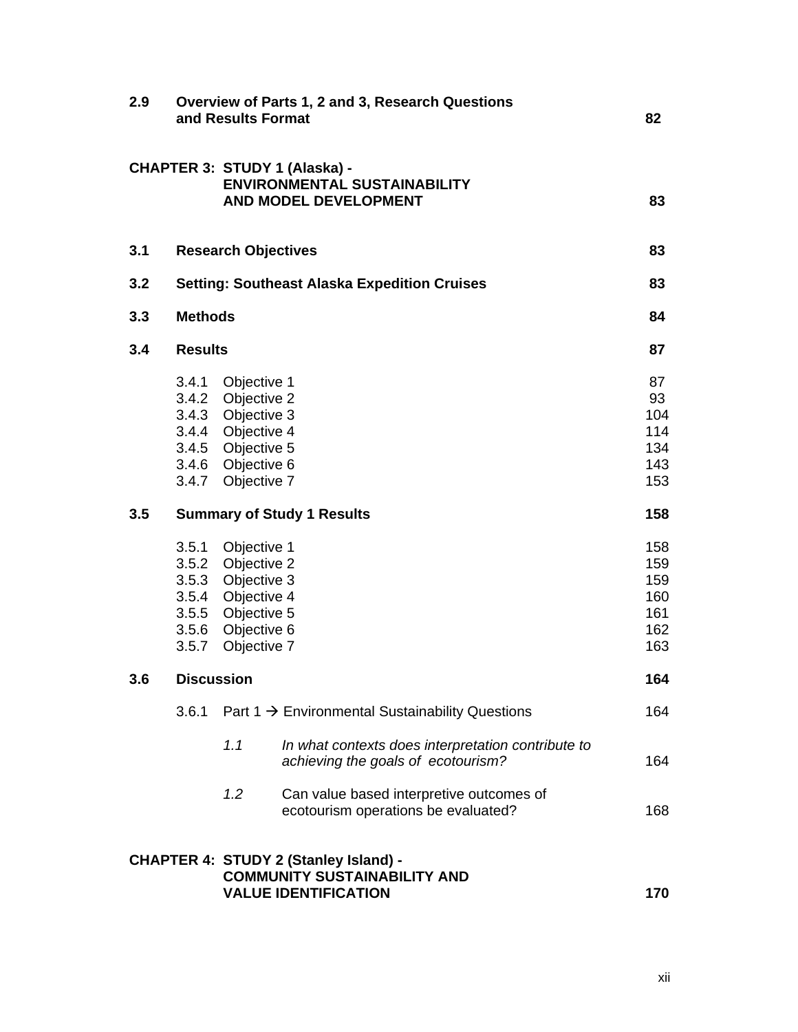| | | |
|---|---|---|
| **2.9** | **Overview of Parts 1, 2 and 3, Research Questions and Results Format** | **82** |
| | | |
| **CHAPTER 3:** | **STUDY 1 (Alaska) - ENVIRONMENTAL SUSTAINABILITY AND MODEL DEVELOPMENT** | **83** |
| | | |
| **3.1** | **Research Objectives** | **83** |
| **3.2** | **Setting: Southeast Alaska Expedition Cruises** | **83** |
| **3.3** | **Methods** | **84** |
| **3.4** | **Results** | **87** |
| | 3.4.1 Objective 1 | 87 |
| | 3.4.2 Objective 2 | 93 |
| | 3.4.3 Objective 3 | 104 |
| | 3.4.4 Objective 4 | 114 |
| | 3.4.5 Objective 5 | 134 |
| | 3.4.6 Objective 6 | 143 |
| | 3.4.7 Objective 7 | 153 |
| **3.5** | **Summary of Study 1 Results** | **158** |
| | 3.5.1 Objective 1 | 158 |
| | 3.5.2 Objective 2 | 159 |
| | 3.5.3 Objective 3 | 159 |
| | 3.5.4 Objective 4 | 160 |
| | 3.5.5 Objective 5 | 161 |
| | 3.5.6 Objective 6 | 162 |
| | 3.5.7 Objective 7 | 163 |
| **3.6** | **Discussion** | **164** |
| | 3.6.1 Part 1 → Environmental Sustainability Questions | 164 |
| | *1.1* *In what contexts does interpretation contribute to achieving the goals of ecotourism?* | 164 |
| | *1.2* Can value based interpretive outcomes of ecotourism operations be evaluated? | 168 |
| | | |
| **CHAPTER 4:** | **STUDY 2 (Stanley Island) - COMMUNITY SUSTAINABILITY AND VALUE IDENTIFICATION** | **170** |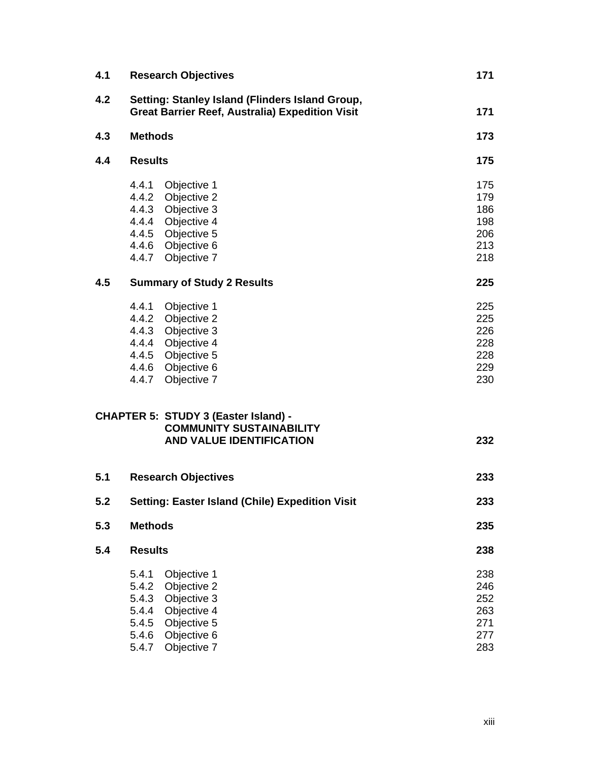| | | |
|---|---|---|
| **4.1** | **Research Objectives** | **171** |
| **4.2** | **Setting: Stanley Island (Flinders Island Group, Great Barrier Reef, Australia) Expedition Visit** | **171** |
| **4.3** | **Methods** | **173** |
| **4.4** | **Results** | **175** |
| | 4.4.1 Objective 1 | 175 |
| | 4.4.2 Objective 2 | 179 |
| | 4.4.3 Objective 3 | 186 |
| | 4.4.4 Objective 4 | 198 |
| | 4.4.5 Objective 5 | 206 |
| | 4.4.6 Objective 6 | 213 |
| | 4.4.7 Objective 7 | 218 |
| **4.5** | **Summary of Study 2 Results** | **225** |
| | 4.4.1 Objective 1 | 225 |
| | 4.4.2 Objective 2 | 225 |
| | 4.4.3 Objective 3 | 226 |
| | 4.4.4 Objective 4 | 228 |
| | 4.4.5 Objective 5 | 228 |
| | 4.4.6 Objective 6 | 229 |
| | 4.4.7 Objective 7 | 230 |

**CHAPTER 5: STUDY 3 (Easter Island) - COMMUNITY SUSTAINABILITY AND VALUE IDENTIFICATION** **232**

| | | |
|---|---|---|
| **5.1** | **Research Objectives** | **233** |
| **5.2** | **Setting: Easter Island (Chile) Expedition Visit** | **233** |
| **5.3** | **Methods** | **235** |
| **5.4** | **Results** | **238** |
| | 5.4.1 Objective 1 | 238 |
| | 5.4.2 Objective 2 | 246 |
| | 5.4.3 Objective 3 | 252 |
| | 5.4.4 Objective 4 | 263 |
| | 5.4.5 Objective 5 | 271 |
| | 5.4.6 Objective 6 | 277 |
| | 5.4.7 Objective 7 | 283 |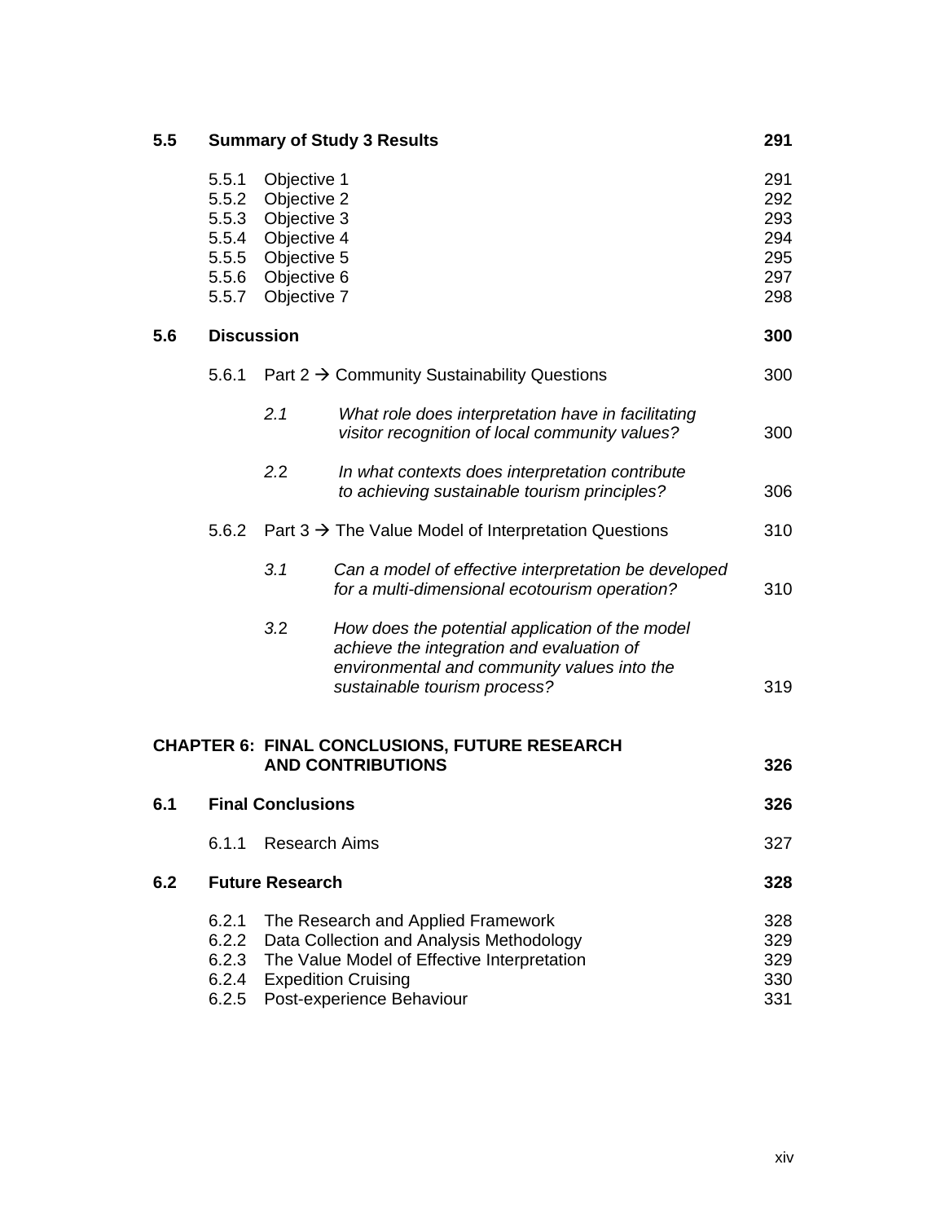| | | | |
|---|---|---|---|
| **5.5** | **Summary of Study 3 Results** | | **291** |
| | 5.5.1 | Objective 1 | 291 |
| | 5.5.2 | Objective 2 | 292 |
| | 5.5.3 | Objective 3 | 293 |
| | 5.5.4 | Objective 4 | 294 |
| | 5.5.5 | Objective 5 | 295 |
| | 5.5.6 | Objective 6 | 297 |
| | 5.5.7 | Objective 7 | 298 |
| **5.6** | **Discussion** | | **300** |
| | 5.6.1 | Part 2 → Community Sustainability Questions | 300 |
| | | *2.1 What role does interpretation have in facilitating visitor recognition of local community values?* | 300 |
| | | *2.2 In what contexts does interpretation contribute to achieving sustainable tourism principles?* | 306 |
| | 5.6.2 | Part 3 → The Value Model of Interpretation Questions | 310 |
| | | *3.1 Can a model of effective interpretation be developed for a multi-dimensional ecotourism operation?* | 310 |
| | | *3.2 How does the potential application of the model achieve the integration and evaluation of environmental and community values into the sustainable tourism process?* | 319 |

## CHAPTER 6: FINAL CONCLUSIONS, FUTURE RESEARCH AND CONTRIBUTIONS — 326

| | | | |
|---|---|---|---|
| **6.1** | **Final Conclusions** | | **326** |
| | 6.1.1 | Research Aims | 327 |
| **6.2** | **Future Research** | | **328** |
| | 6.2.1 | The Research and Applied Framework | 328 |
| | 6.2.2 | Data Collection and Analysis Methodology | 329 |
| | 6.2.3 | The Value Model of Effective Interpretation | 329 |
| | 6.2.4 | Expedition Cruising | 330 |
| | 6.2.5 | Post-experience Behaviour | 331 |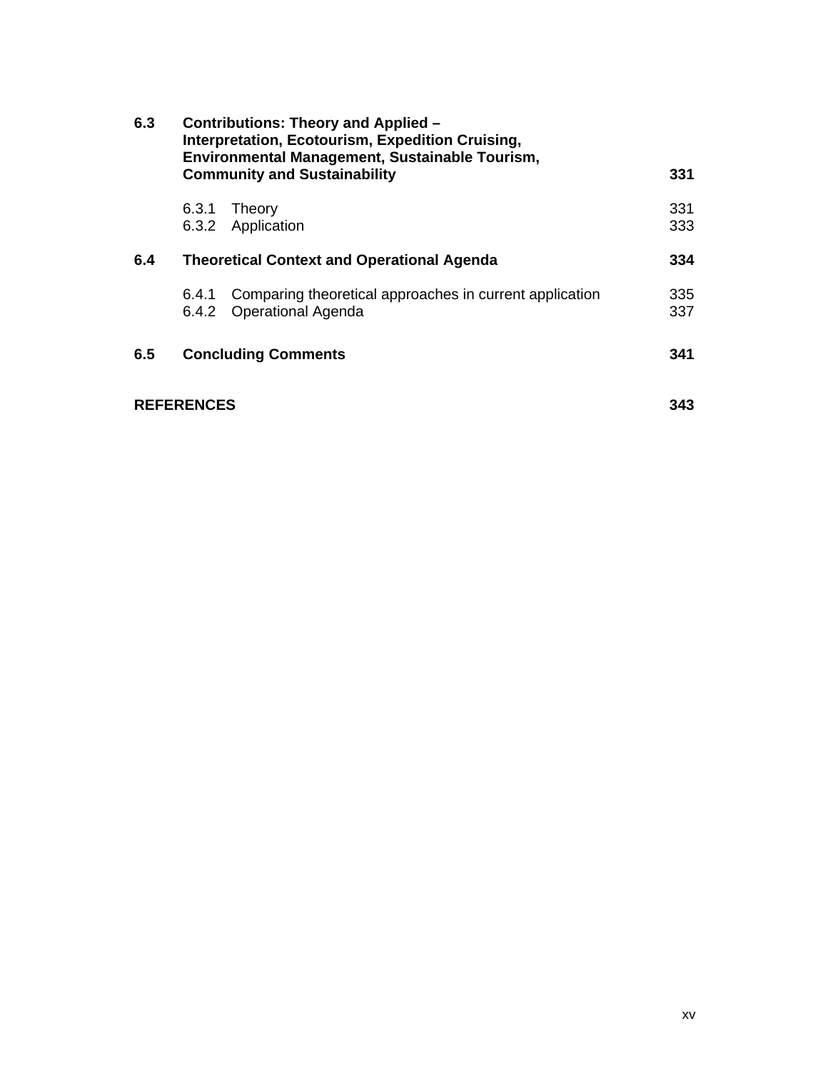| | | |
|---|---|---|
| **6.3** | **Contributions: Theory and Applied – Interpretation, Ecotourism, Expedition Cruising, Environmental Management, Sustainable Tourism, Community and Sustainability** | **331** |
| | 6.3.1 Theory | 331 |
| | 6.3.2 Application | 333 |
| **6.4** | **Theoretical Context and Operational Agenda** | **334** |
| | 6.4.1 Comparing theoretical approaches in current application | 335 |
| | 6.4.2 Operational Agenda | 337 |
| **6.5** | **Concluding Comments** | **341** |
| **REFERENCES** | | **343** |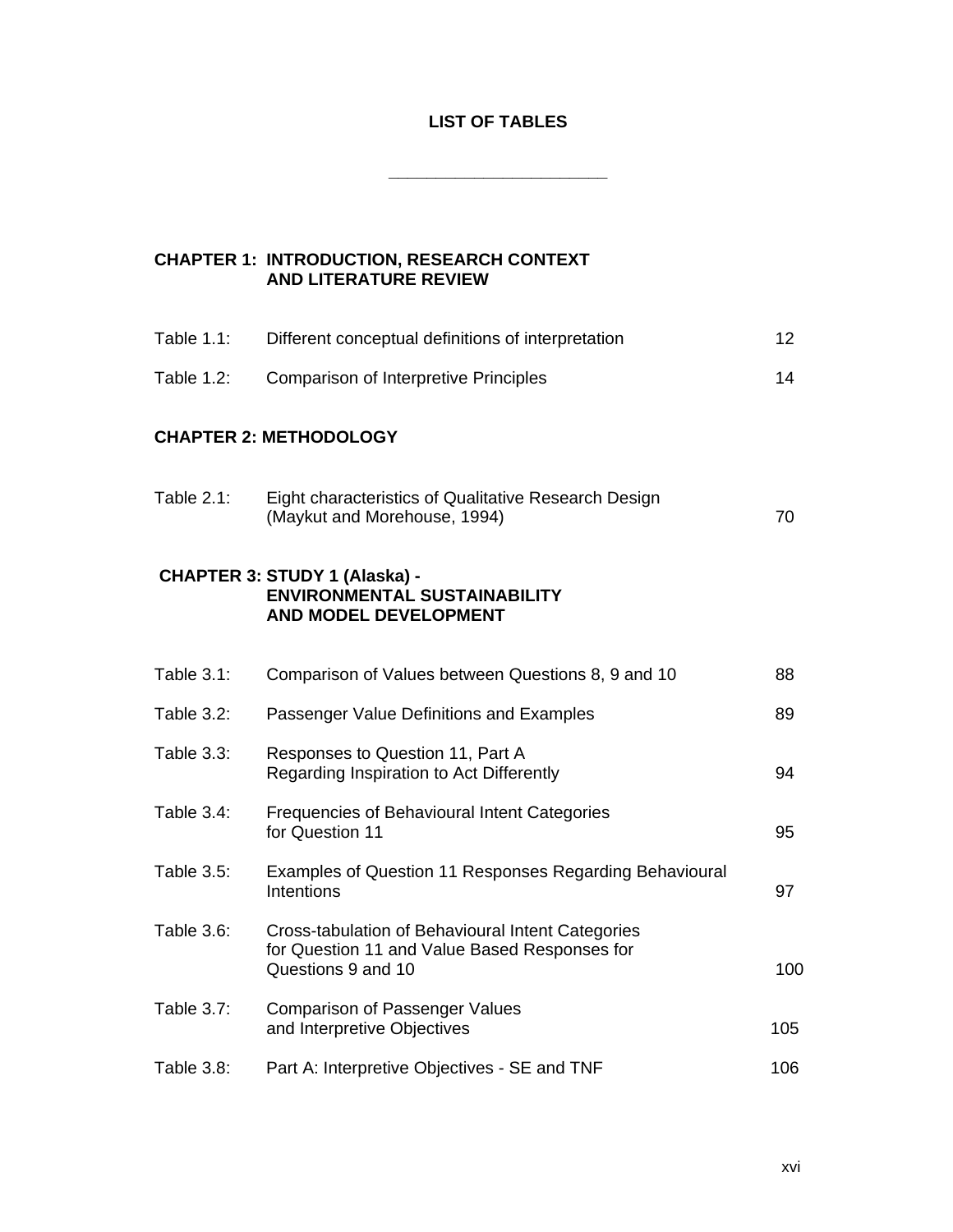# LIST OF TABLES

---

## CHAPTER 1: INTRODUCTION, RESEARCH CONTEXT AND LITERATURE REVIEW

| | | |
|---|---|---|
| Table 1.1: | Different conceptual definitions of interpretation | 12 |
| Table 1.2: | Comparison of Interpretive Principles | 14 |

## CHAPTER 2: METHODOLOGY

| | | |
|---|---|---|
| Table 2.1: | Eight characteristics of Qualitative Research Design (Maykut and Morehouse, 1994) | 70 |

## CHAPTER 3: STUDY 1 (Alaska) - ENVIRONMENTAL SUSTAINABILITY AND MODEL DEVELOPMENT

| | | |
|---|---|---|
| Table 3.1: | Comparison of Values between Questions 8, 9 and 10 | 88 |
| Table 3.2: | Passenger Value Definitions and Examples | 89 |
| Table 3.3: | Responses to Question 11, Part A Regarding Inspiration to Act Differently | 94 |
| Table 3.4: | Frequencies of Behavioural Intent Categories for Question 11 | 95 |
| Table 3.5: | Examples of Question 11 Responses Regarding Behavioural Intentions | 97 |
| Table 3.6: | Cross-tabulation of Behavioural Intent Categories for Question 11 and Value Based Responses for Questions 9 and 10 | 100 |
| Table 3.7: | Comparison of Passenger Values and Interpretive Objectives | 105 |
| Table 3.8: | Part A: Interpretive Objectives - SE and TNF | 106 |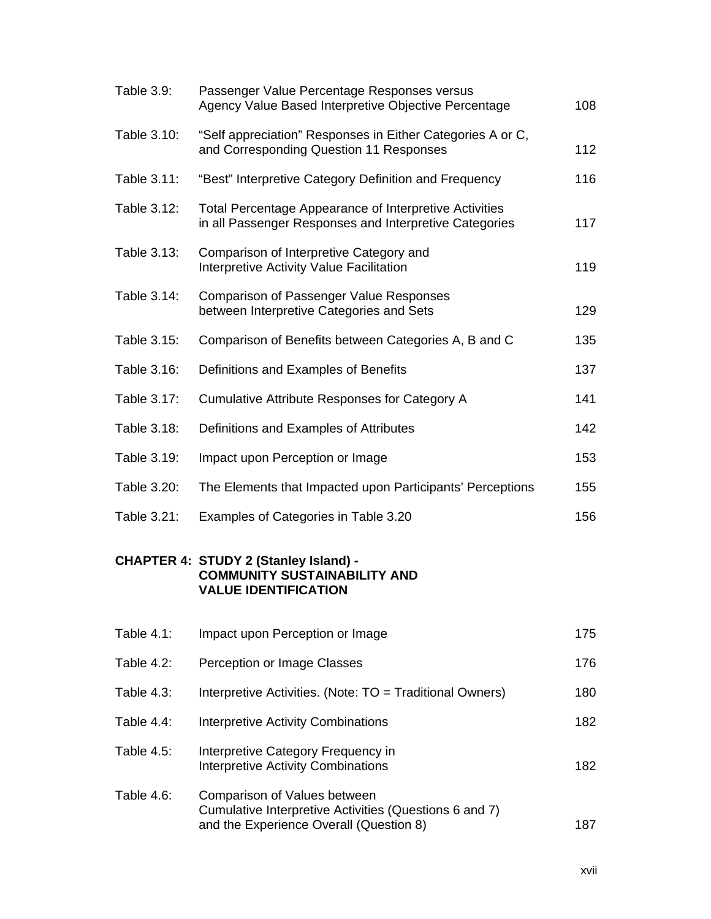| | | |
|---|---|---|
| Table 3.9: | Passenger Value Percentage Responses versus Agency Value Based Interpretive Objective Percentage | 108 |
| Table 3.10: | "Self appreciation" Responses in Either Categories A or C, and Corresponding Question 11 Responses | 112 |
| Table 3.11: | "Best" Interpretive Category Definition and Frequency | 116 |
| Table 3.12: | Total Percentage Appearance of Interpretive Activities in all Passenger Responses and Interpretive Categories | 117 |
| Table 3.13: | Comparison of Interpretive Category and Interpretive Activity Value Facilitation | 119 |
| Table 3.14: | Comparison of Passenger Value Responses between Interpretive Categories and Sets | 129 |
| Table 3.15: | Comparison of Benefits between Categories A, B and C | 135 |
| Table 3.16: | Definitions and Examples of Benefits | 137 |
| Table 3.17: | Cumulative Attribute Responses for Category A | 141 |
| Table 3.18: | Definitions and Examples of Attributes | 142 |
| Table 3.19: | Impact upon Perception or Image | 153 |
| Table 3.20: | The Elements that Impacted upon Participants' Perceptions | 155 |
| Table 3.21: | Examples of Categories in Table 3.20 | 156 |

**CHAPTER 4: STUDY 2 (Stanley Island) - COMMUNITY SUSTAINABILITY AND VALUE IDENTIFICATION**

| | | |
|---|---|---|
| Table 4.1: | Impact upon Perception or Image | 175 |
| Table 4.2: | Perception or Image Classes | 176 |
| Table 4.3: | Interpretive Activities. (Note: TO = Traditional Owners) | 180 |
| Table 4.4: | Interpretive Activity Combinations | 182 |
| Table 4.5: | Interpretive Category Frequency in Interpretive Activity Combinations | 182 |
| Table 4.6: | Comparison of Values between Cumulative Interpretive Activities (Questions 6 and 7) and the Experience Overall (Question 8) | 187 |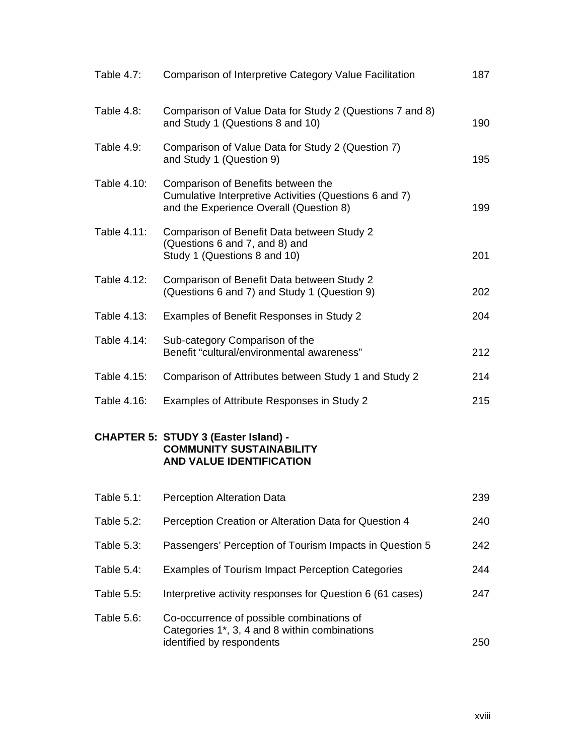| | | |
|---|---|---|
| Table 4.7: | Comparison of Interpretive Category Value Facilitation | 187 |
| Table 4.8: | Comparison of Value Data for Study 2 (Questions 7 and 8) and Study 1 (Questions 8 and 10) | 190 |
| Table 4.9: | Comparison of Value Data for Study 2 (Question 7) and Study 1 (Question 9) | 195 |
| Table 4.10: | Comparison of Benefits between the Cumulative Interpretive Activities (Questions 6 and 7) and the Experience Overall (Question 8) | 199 |
| Table 4.11: | Comparison of Benefit Data between Study 2 (Questions 6 and 7, and 8) and Study 1 (Questions 8 and 10) | 201 |
| Table 4.12: | Comparison of Benefit Data between Study 2 (Questions 6 and 7) and Study 1 (Question 9) | 202 |
| Table 4.13: | Examples of Benefit Responses in Study 2 | 204 |
| Table 4.14: | Sub-category Comparison of the Benefit "cultural/environmental awareness" | 212 |
| Table 4.15: | Comparison of Attributes between Study 1 and Study 2 | 214 |
| Table 4.16: | Examples of Attribute Responses in Study 2 | 215 |

**CHAPTER 5: STUDY 3 (Easter Island) - COMMUNITY SUSTAINABILITY AND VALUE IDENTIFICATION**

| | | |
|---|---|---|
| Table 5.1: | Perception Alteration Data | 239 |
| Table 5.2: | Perception Creation or Alteration Data for Question 4 | 240 |
| Table 5.3: | Passengers' Perception of Tourism Impacts in Question 5 | 242 |
| Table 5.4: | Examples of Tourism Impact Perception Categories | 244 |
| Table 5.5: | Interpretive activity responses for Question 6 (61 cases) | 247 |
| Table 5.6: | Co-occurrence of possible combinations of Categories 1*, 3, 4 and 8 within combinations identified by respondents | 250 |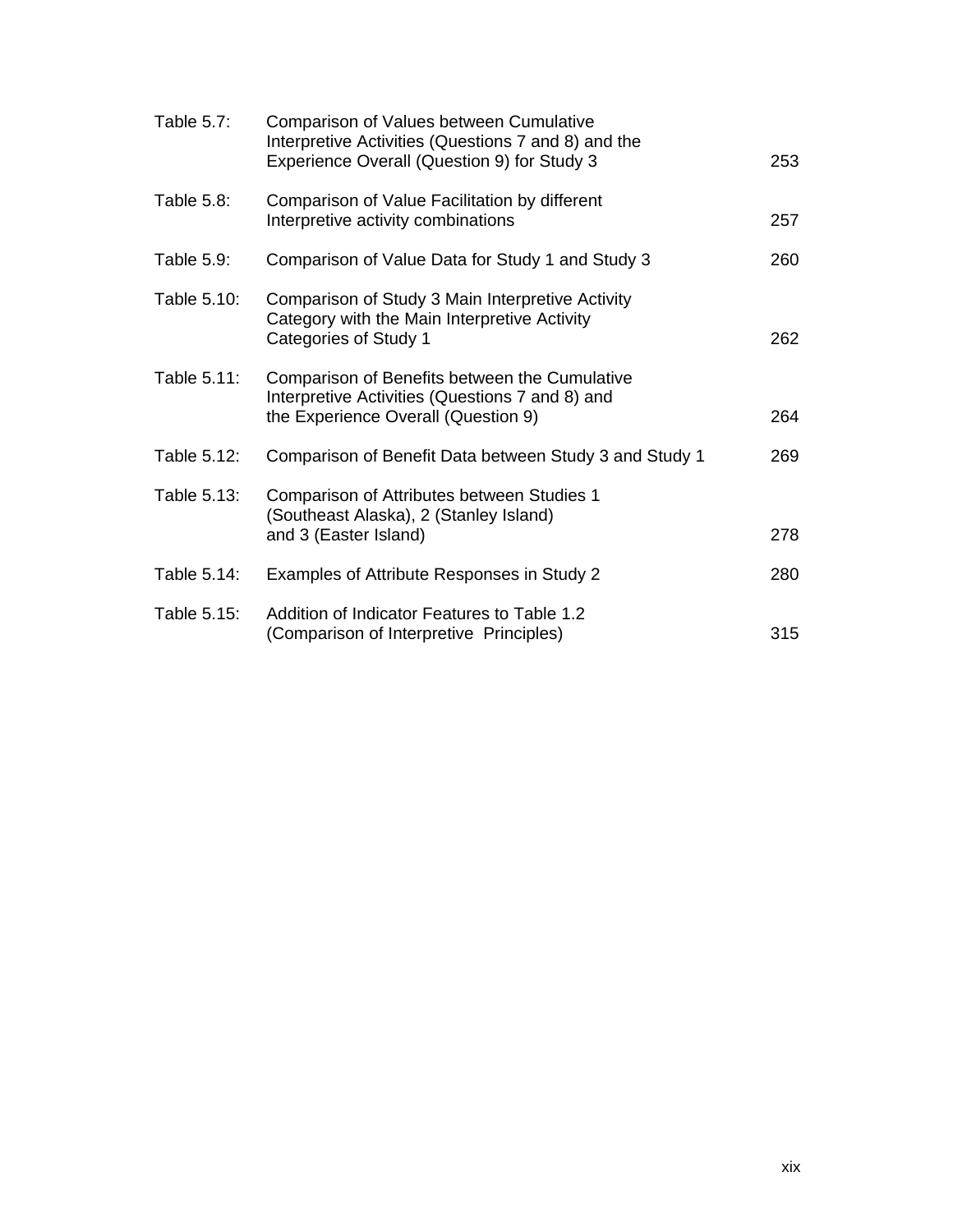| | | |
|---|---|---|
| Table 5.7: | Comparison of Values between Cumulative Interpretive Activities (Questions 7 and 8) and the Experience Overall (Question 9) for Study 3 | 253 |
| Table 5.8: | Comparison of Value Facilitation by different Interpretive activity combinations | 257 |
| Table 5.9: | Comparison of Value Data for Study 1 and Study 3 | 260 |
| Table 5.10: | Comparison of Study 3 Main Interpretive Activity Category with the Main Interpretive Activity Categories of Study 1 | 262 |
| Table 5.11: | Comparison of Benefits between the Cumulative Interpretive Activities (Questions 7 and 8) and the Experience Overall (Question 9) | 264 |
| Table 5.12: | Comparison of Benefit Data between Study 3 and Study 1 | 269 |
| Table 5.13: | Comparison of Attributes between Studies 1 (Southeast Alaska), 2 (Stanley Island) and 3 (Easter Island) | 278 |
| Table 5.14: | Examples of Attribute Responses in Study 2 | 280 |
| Table 5.15: | Addition of Indicator Features to Table 1.2 (Comparison of Interpretive Principles) | 315 |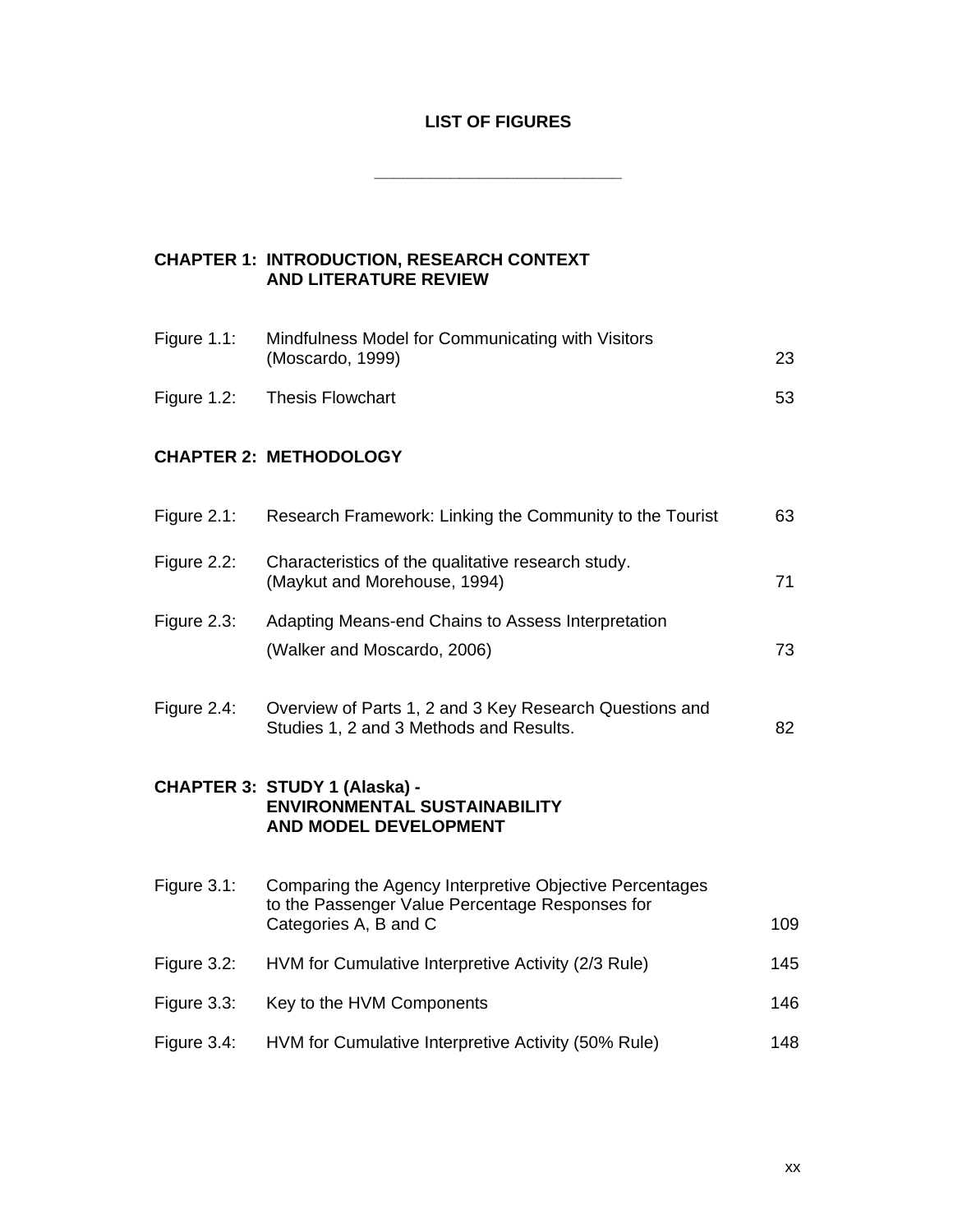# LIST OF FIGURES

---

## CHAPTER 1: INTRODUCTION, RESEARCH CONTEXT AND LITERATURE REVIEW

| | | |
|---|---|---|
| Figure 1.1: | Mindfulness Model for Communicating with Visitors (Moscardo, 1999) | 23 |
| Figure 1.2: | Thesis Flowchart | 53 |

## CHAPTER 2: METHODOLOGY

| | | |
|---|---|---|
| Figure 2.1: | Research Framework: Linking the Community to the Tourist | 63 |
| Figure 2.2: | Characteristics of the qualitative research study. (Maykut and Morehouse, 1994) | 71 |
| Figure 2.3: | Adapting Means-end Chains to Assess Interpretation (Walker and Moscardo, 2006) | 73 |
| Figure 2.4: | Overview of Parts 1, 2 and 3 Key Research Questions and Studies 1, 2 and 3 Methods and Results. | 82 |

## CHAPTER 3: STUDY 1 (Alaska) - ENVIRONMENTAL SUSTAINABILITY AND MODEL DEVELOPMENT

| | | |
|---|---|---|
| Figure 3.1: | Comparing the Agency Interpretive Objective Percentages to the Passenger Value Percentage Responses for Categories A, B and C | 109 |
| Figure 3.2: | HVM for Cumulative Interpretive Activity (2/3 Rule) | 145 |
| Figure 3.3: | Key to the HVM Components | 146 |
| Figure 3.4: | HVM for Cumulative Interpretive Activity (50% Rule) | 148 |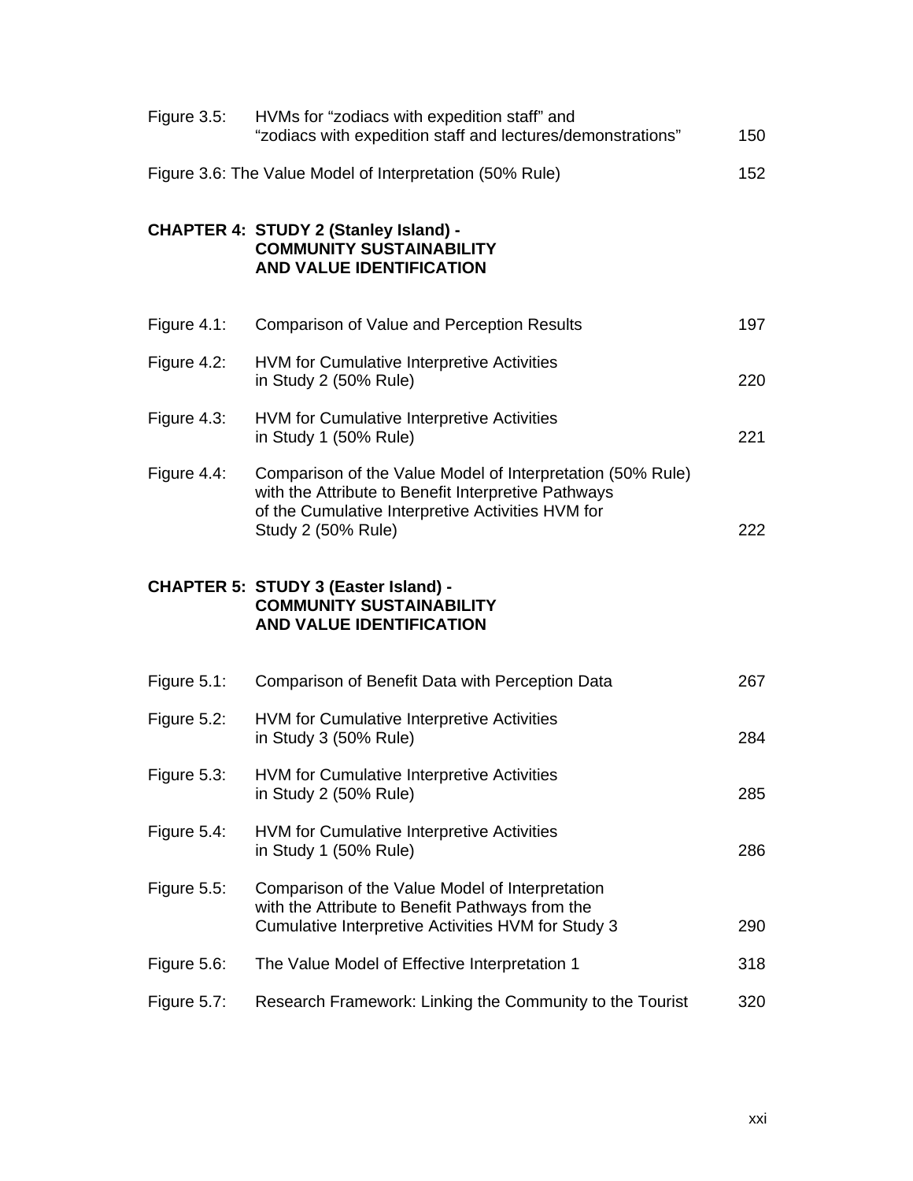| | | |
|---|---|---|
| Figure 3.5: | HVMs for “zodiacs with expedition staff” and “zodiacs with expedition staff and lectures/demonstrations” | 150 |
| Figure 3.6: | The Value Model of Interpretation (50% Rule) | 152 |

**CHAPTER 4: STUDY 2 (Stanley Island) - COMMUNITY SUSTAINABILITY AND VALUE IDENTIFICATION**

| | | |
|---|---|---|
| Figure 4.1: | Comparison of Value and Perception Results | 197 |
| Figure 4.2: | HVM for Cumulative Interpretive Activities in Study 2 (50% Rule) | 220 |
| Figure 4.3: | HVM for Cumulative Interpretive Activities in Study 1 (50% Rule) | 221 |
| Figure 4.4: | Comparison of the Value Model of Interpretation (50% Rule) with the Attribute to Benefit Interpretive Pathways of the Cumulative Interpretive Activities HVM for Study 2 (50% Rule) | 222 |

**CHAPTER 5: STUDY 3 (Easter Island) - COMMUNITY SUSTAINABILITY AND VALUE IDENTIFICATION**

| | | |
|---|---|---|
| Figure 5.1: | Comparison of Benefit Data with Perception Data | 267 |
| Figure 5.2: | HVM for Cumulative Interpretive Activities in Study 3 (50% Rule) | 284 |
| Figure 5.3: | HVM for Cumulative Interpretive Activities in Study 2 (50% Rule) | 285 |
| Figure 5.4: | HVM for Cumulative Interpretive Activities in Study 1 (50% Rule) | 286 |
| Figure 5.5: | Comparison of the Value Model of Interpretation with the Attribute to Benefit Pathways from the Cumulative Interpretive Activities HVM for Study 3 | 290 |
| Figure 5.6: | The Value Model of Effective Interpretation 1 | 318 |
| Figure 5.7: | Research Framework: Linking the Community to the Tourist | 320 |